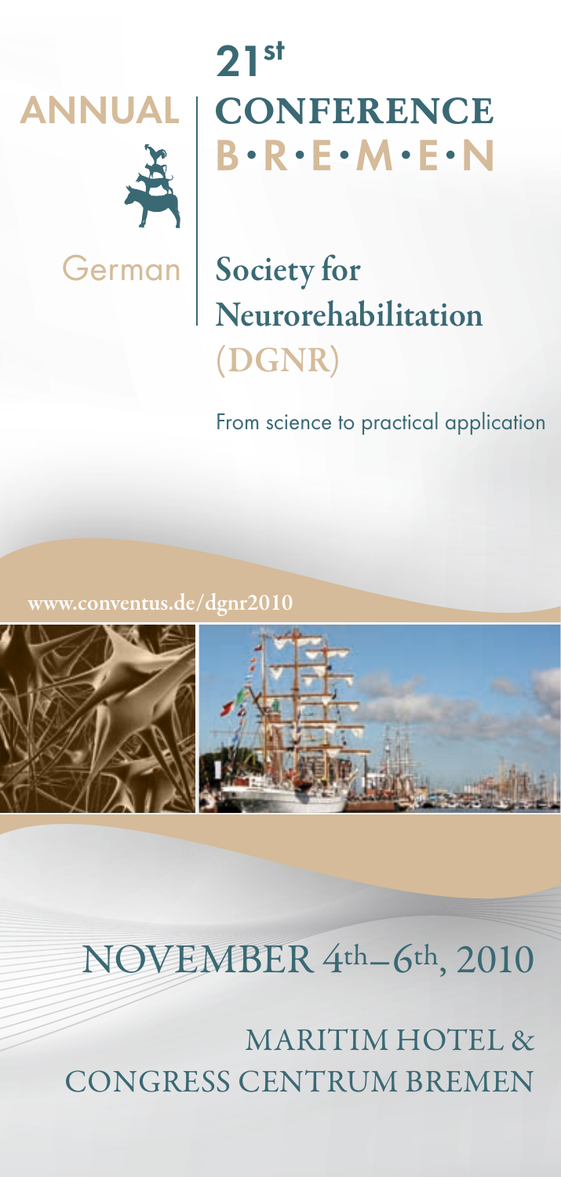# 21st ANNUAL CONFERENCE B·R·E·M·E·N

## German Society for Neurorehabilitation (DGNR)

From science to practical application

www.conventus.de/dgnr2010

## NOVEMBER 4th–6th, 2010

MARITIM HOTEL & CONGRESS CENTRUM BREMEN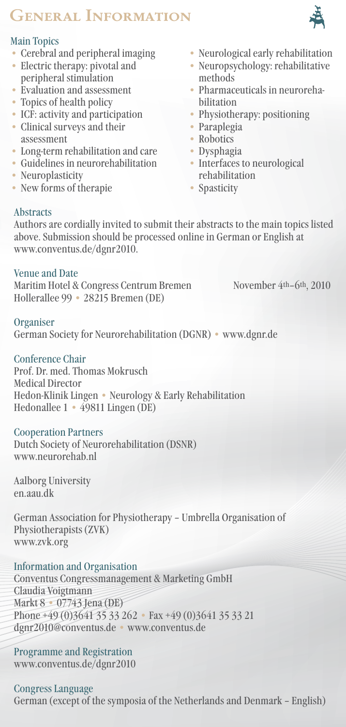# General Information

## Main Topics

- Cerebral and peripheral imaging
- Electric therapy: pivotal and peripheral stimulation
- Evaluation and assessment
- Topics of health policy
- ICF: activity and participation
- Clinical surveys and their assessment
- Long-term rehabilitation and care
- Guidelines in neurorehabilitation
- Neuroplasticity
- New forms of therapie
- Neurological early rehabilitation
- Neuropsychology: rehabilitative methods
- Pharmaceuticals in neurorehabilitation
- Physiotherapy: positioning
- Paraplegia
- Robotics
- Dysphagia
- Interfaces to neurological rehabilitation
- Spasticity

## Abstracts

Authors are cordially invited to submit their abstracts to the main topics listed above. Submission should be processed online in German or English at www.conventus.de/dgnr2010.

## Venue and Date

Maritim Hotel & Congress Centrum Bremen
Hollerallee 99 • 28215 Bremen (DE)

November 4th–6th, 2010

## Organiser

German Society for Neurorehabilitation (DGNR) • www.dgnr.de

## Conference Chair

Prof. Dr. med. Thomas Mokrusch
Medical Director
Hedon-Klinik Lingen • Neurology & Early Rehabilitation
Hedonallee 1 • 49811 Lingen (DE)

## Cooperation Partners

Dutch Society of Neurorehabilitation (DSNR)
www.neurorehab.nl

Aalborg University
en.aau.dk

German Association for Physiotherapy – Umbrella Organisation of Physiotherapists (ZVK)
www.zvk.org

## Information and Organisation

Conventus Congressmanagement & Marketing GmbH
Claudia Voigtmann
Markt 8 • 07743 Jena (DE)
Phone +49 (0)3641 35 33 262 • Fax +49 (0)3641 35 33 21
dgnr2010@conventus.de • www.conventus.de

## Programme and Registration

www.conventus.de/dgnr2010

## Congress Language

German (except of the symposia of the Netherlands and Denmark – English)